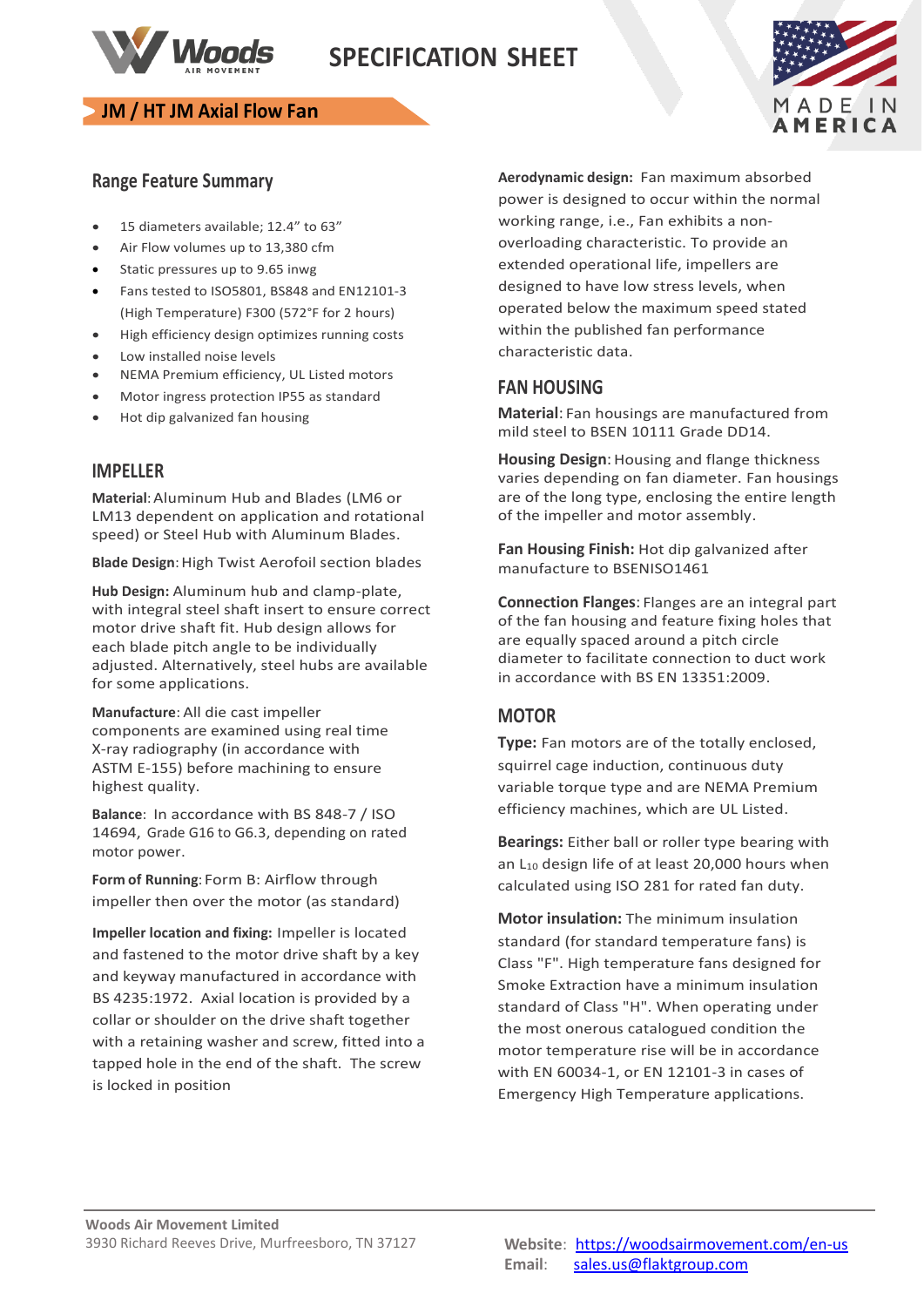# SPECIFICATION SHEET

## JM / HT JM Axial Flow Fan

MADE IN AMERICA

## Range Feature Summary

- 15 diameters available; 12.4" to 63"
- Air Flow volumes up to 13,380 cfm
- Static pressures up to 9.65 inwg
- Fans tested to ISO5801, BS848 and EN12101-3 (High Temperature) F300 (572°F for 2 hours)
- High efficiency design optimizes running costs
- Low installed noise levels
- NEMA Premium efficiency, UL Listed motors
- Motor ingress protection IP55 as standard
- Hot dip galvanized fan housing

## IMPELLER

**Material**: Aluminum Hub and Blades (LM6 or LM13 dependent on application and rotational speed) or Steel Hub with Aluminum Blades.

**Blade Design**: High Twist Aerofoil section blades

**Hub Design:** Aluminum hub and clamp-plate, with integral steel shaft insert to ensure correct motor drive shaft fit. Hub design allows for each blade pitch angle to be individually adjusted. Alternatively, steel hubs are available for some applications.

**Manufacture**: All die cast impeller components are examined using real time X-ray radiography (in accordance with ASTM E-155) before machining to ensure highest quality.

**Balance**: In accordance with BS 848-7 / ISO 14694, Grade G16 to G6.3, depending on rated motor power.

**Form of Running**: Form B: Airflow through impeller then over the motor (as standard)

**Impeller location and fixing:** Impeller is located and fastened to the motor drive shaft by a key and keyway manufactured in accordance with BS 4235:1972. Axial location is provided by a collar or shoulder on the drive shaft together with a retaining washer and screw, fitted into a tapped hole in the end of the shaft. The screw is locked in position

**Aerodynamic design:** Fan maximum absorbed power is designed to occur within the normal working range, i.e., Fan exhibits a non-overloading characteristic. To provide an extended operational life, impellers are designed to have low stress levels, when operated below the maximum speed stated within the published fan performance characteristic data.

## FAN HOUSING

**Material**: Fan housings are manufactured from mild steel to BSEN 10111 Grade DD14.

**Housing Design**: Housing and flange thickness varies depending on fan diameter. Fan housings are of the long type, enclosing the entire length of the impeller and motor assembly.

**Fan Housing Finish:** Hot dip galvanized after manufacture to BSENISO1461

**Connection Flanges**: Flanges are an integral part of the fan housing and feature fixing holes that are equally spaced around a pitch circle diameter to facilitate connection to duct work in accordance with BS EN 13351:2009.

## MOTOR

**Type:** Fan motors are of the totally enclosed, squirrel cage induction, continuous duty variable torque type and are NEMA Premium efficiency machines, which are UL Listed.

**Bearings:** Either ball or roller type bearing with an $L_{10}$ design life of at least 20,000 hours when calculated using ISO 281 for rated fan duty.

**Motor insulation:** The minimum insulation standard (for standard temperature fans) is Class "F". High temperature fans designed for Smoke Extraction have a minimum insulation standard of Class "H". When operating under the most onerous catalogued condition the motor temperature rise will be in accordance with EN 60034-1, or EN 12101-3 in cases of Emergency High Temperature applications.

**Woods Air Movement Limited**
3930 Richard Reeves Drive, Murfreesboro, TN 37127

**Website**: https://woodsairmovement.com/en-us
**Email**: sales.us@flaktgroup.com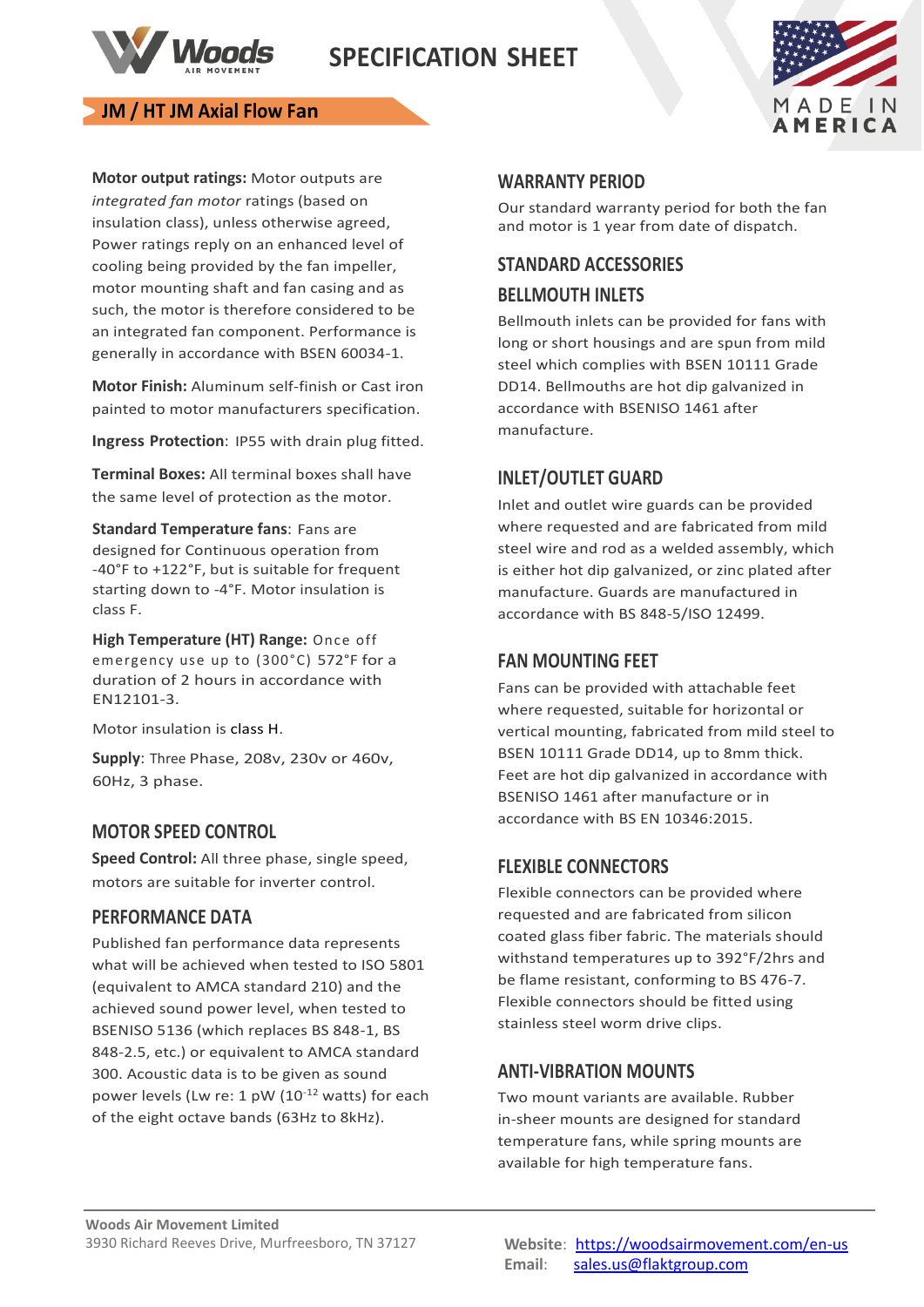# SPECIFICATION SHEET

## JM / HT JM Axial Flow Fan

**Motor output ratings:** Motor outputs are *integrated fan motor* ratings (based on insulation class), unless otherwise agreed, Power ratings reply on an enhanced level of cooling being provided by the fan impeller, motor mounting shaft and fan casing and as such, the motor is therefore considered to be an integrated fan component. Performance is generally in accordance with BSEN 60034-1.

**Motor Finish:** Aluminum self-finish or Cast iron painted to motor manufacturers specification.

**Ingress Protection**: IP55 with drain plug fitted.

**Terminal Boxes:** All terminal boxes shall have the same level of protection as the motor.

**Standard Temperature fans**: Fans are designed for Continuous operation from -40°F to +122°F, but is suitable for frequent starting down to -4°F. Motor insulation is class F.

**High Temperature (HT) Range:** Once off emergency use up to (300°C) 572°F for a duration of 2 hours in accordance with EN12101-3.

Motor insulation is class H.

**Supply**: Three Phase, 208v, 230v or 460v, 60Hz, 3 phase.

## MOTOR SPEED CONTROL

**Speed Control:** All three phase, single speed, motors are suitable for inverter control.

## PERFORMANCE DATA

Published fan performance data represents what will be achieved when tested to ISO 5801 (equivalent to AMCA standard 210) and the achieved sound power level, when tested to BSENISO 5136 (which replaces BS 848-1, BS 848-2.5, etc.) or equivalent to AMCA standard 300. Acoustic data is to be given as sound power levels (Lw re: 1 pW ($10^{-12}$ watts) for each of the eight octave bands (63Hz to 8kHz).

## WARRANTY PERIOD

Our standard warranty period for both the fan and motor is 1 year from date of dispatch.

## STANDARD ACCESSORIES

## BELLMOUTH INLETS

Bellmouth inlets can be provided for fans with long or short housings and are spun from mild steel which complies with BSEN 10111 Grade DD14. Bellmouths are hot dip galvanized in accordance with BSENISO 1461 after manufacture.

## INLET/OUTLET GUARD

Inlet and outlet wire guards can be provided where requested and are fabricated from mild steel wire and rod as a welded assembly, which is either hot dip galvanized, or zinc plated after manufacture. Guards are manufactured in accordance with BS 848-5/ISO 12499.

## FAN MOUNTING FEET

Fans can be provided with attachable feet where requested, suitable for horizontal or vertical mounting, fabricated from mild steel to BSEN 10111 Grade DD14, up to 8mm thick. Feet are hot dip galvanized in accordance with BSENISO 1461 after manufacture or in accordance with BS EN 10346:2015.

## FLEXIBLE CONNECTORS

Flexible connectors can be provided where requested and are fabricated from silicon coated glass fiber fabric. The materials should withstand temperatures up to 392°F/2hrs and be flame resistant, conforming to BS 476-7. Flexible connectors should be fitted using stainless steel worm drive clips.

## ANTI-VIBRATION MOUNTS

Two mount variants are available. Rubber in-sheer mounts are designed for standard temperature fans, while spring mounts are available for high temperature fans.

**Woods Air Movement Limited**
3930 Richard Reeves Drive, Murfreesboro, TN 37127

**Website**: https://woodsairmovement.com/en-us
**Email**: sales.us@flaktgroup.com